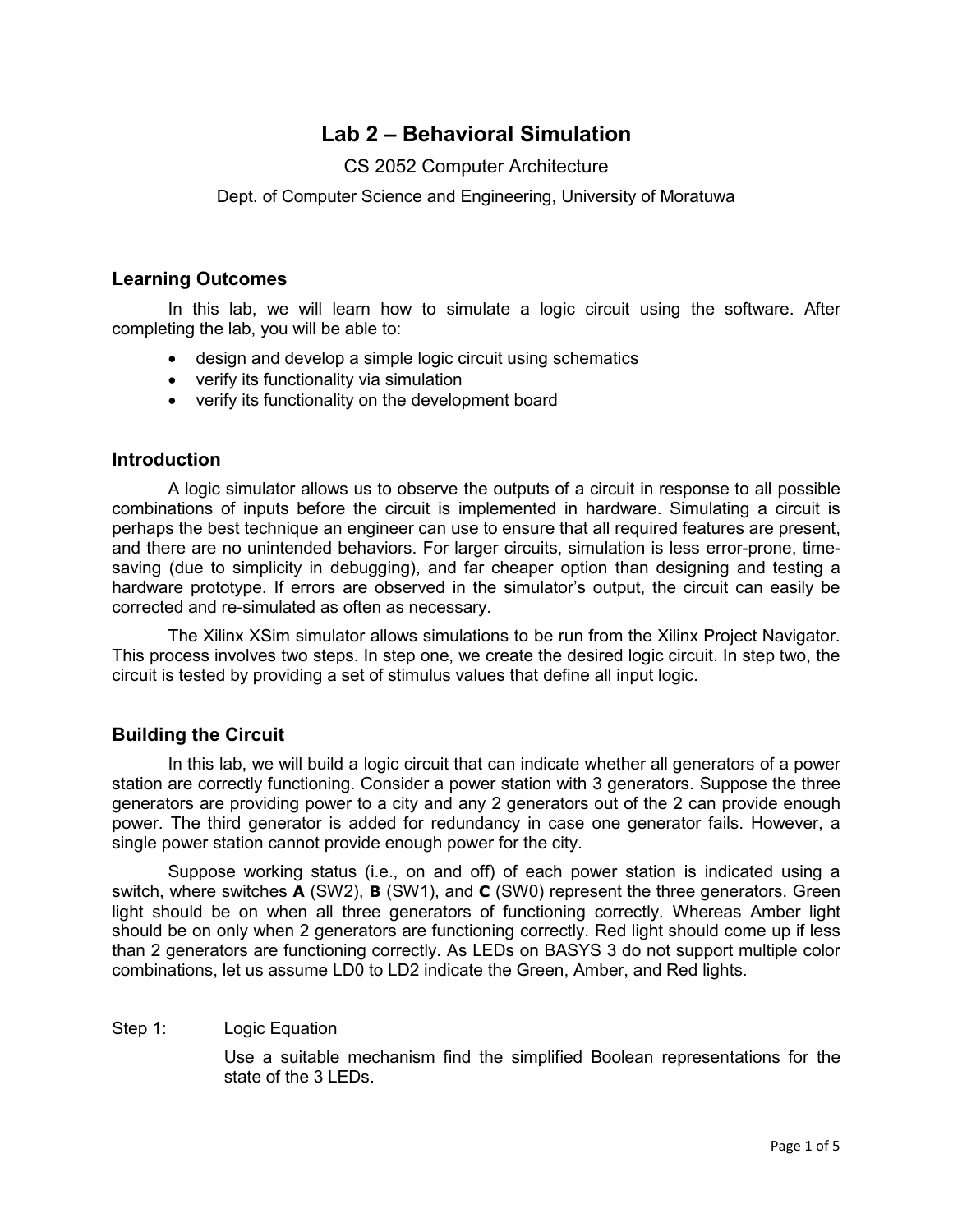# Lab 2 – Behavioral Simulation

CS 2052 Computer Architecture

Dept. of Computer Science and Engineering, University of Moratuwa

## Learning Outcomes

In this lab, we will learn how to simulate a logic circuit using the software. After completing the lab, you will be able to:

- design and develop a simple logic circuit using schematics
- verify its functionality via simulation
- verify its functionality on the development board

## Introduction

A logic simulator allows us to observe the outputs of a circuit in response to all possible combinations of inputs before the circuit is implemented in hardware. Simulating a circuit is perhaps the best technique an engineer can use to ensure that all required features are present, and there are no unintended behaviors. For larger circuits, simulation is less error-prone, time-saving (due to simplicity in debugging), and far cheaper option than designing and testing a hardware prototype. If errors are observed in the simulator's output, the circuit can easily be corrected and re-simulated as often as necessary.

The Xilinx XSim simulator allows simulations to be run from the Xilinx Project Navigator. This process involves two steps. In step one, we create the desired logic circuit. In step two, the circuit is tested by providing a set of stimulus values that define all input logic.

## Building the Circuit

In this lab, we will build a logic circuit that can indicate whether all generators of a power station are correctly functioning. Consider a power station with 3 generators. Suppose the three generators are providing power to a city and any 2 generators out of the 2 can provide enough power. The third generator is added for redundancy in case one generator fails. However, a single power station cannot provide enough power for the city.

Suppose working status (i.e., on and off) of each power station is indicated using a switch, where switches **A** (SW2), **B** (SW1), and **C** (SW0) represent the three generators. Green light should be on when all three generators of functioning correctly. Whereas Amber light should be on only when 2 generators are functioning correctly. Red light should come up if less than 2 generators are functioning correctly. As LEDs on BASYS 3 do not support multiple color combinations, let us assume LD0 to LD2 indicate the Green, Amber, and Red lights.

Step 1: Logic Equation

Use a suitable mechanism find the simplified Boolean representations for the state of the 3 LEDs.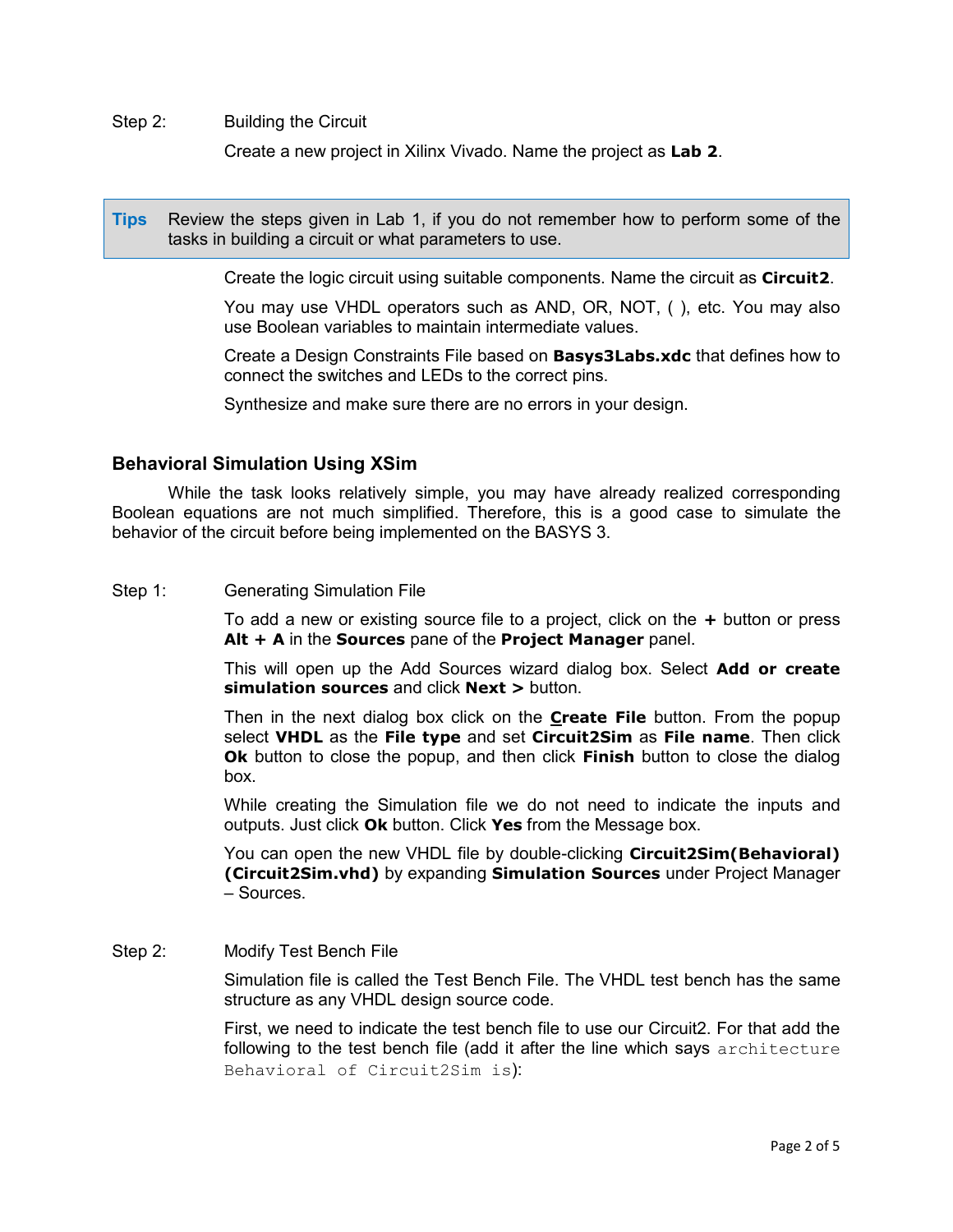Step 2: Building the Circuit

Create a new project in Xilinx Vivado. Name the project as **Lab 2**.

> **Tips** Review the steps given in Lab 1, if you do not remember how to perform some of the tasks in building a circuit or what parameters to use.

Create the logic circuit using suitable components. Name the circuit as **Circuit2**.

You may use VHDL operators such as AND, OR, NOT, ( ), etc. You may also use Boolean variables to maintain intermediate values.

Create a Design Constraints File based on **Basys3Labs.xdc** that defines how to connect the switches and LEDs to the correct pins.

Synthesize and make sure there are no errors in your design.

## Behavioral Simulation Using XSim

While the task looks relatively simple, you may have already realized corresponding Boolean equations are not much simplified. Therefore, this is a good case to simulate the behavior of the circuit before being implemented on the BASYS 3.

Step 1: Generating Simulation File

To add a new or existing source file to a project, click on the **+** button or press **Alt + A** in the **Sources** pane of the **Project Manager** panel.

This will open up the Add Sources wizard dialog box. Select **Add or create simulation sources** and click **Next >** button.

Then in the next dialog box click on the **Create File** button. From the popup select **VHDL** as the **File type** and set **Circuit2Sim** as **File name**. Then click **Ok** button to close the popup, and then click **Finish** button to close the dialog box.

While creating the Simulation file we do not need to indicate the inputs and outputs. Just click **Ok** button. Click **Yes** from the Message box.

You can open the new VHDL file by double-clicking **Circuit2Sim(Behavioral) (Circuit2Sim.vhd)** by expanding **Simulation Sources** under Project Manager – Sources.

Step 2: Modify Test Bench File

Simulation file is called the Test Bench File. The VHDL test bench has the same structure as any VHDL design source code.

First, we need to indicate the test bench file to use our Circuit2. For that add the following to the test bench file (add it after the line which says `architecture Behavioral of Circuit2Sim is`):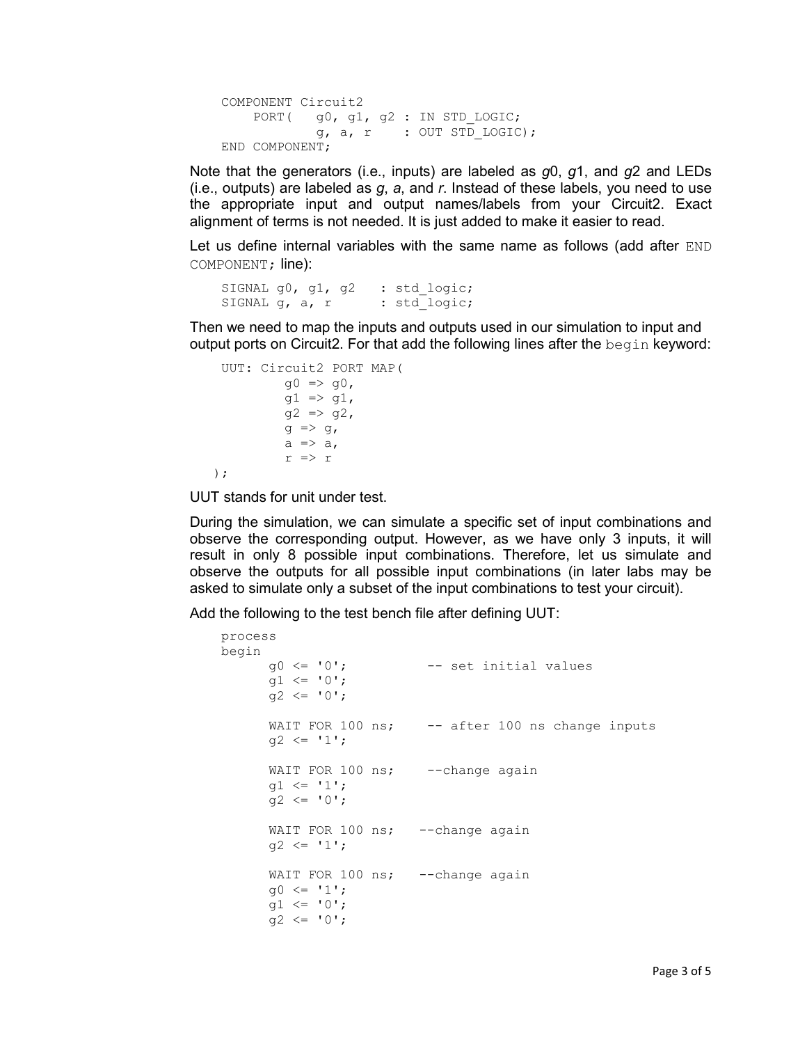```
COMPONENT Circuit2
    PORT(   g0, g1, g2 : IN STD_LOGIC;
            g, a, r    : OUT STD_LOGIC);
END COMPONENT;
```

Note that the generators (i.e., inputs) are labeled as *g*0, *g*1, and *g*2 and LEDs (i.e., outputs) are labeled as *g*, *a*, and *r*. Instead of these labels, you need to use the appropriate input and output names/labels from your Circuit2. Exact alignment of terms is not needed. It is just added to make it easier to read.

Let us define internal variables with the same name as follows (add after `END COMPONENT;` line):

```
SIGNAL g0, g1, g2   : std_logic;
SIGNAL g, a, r      : std_logic;
```

Then we need to map the inputs and outputs used in our simulation to input and output ports on Circuit2. For that add the following lines after the `begin` keyword:

```
UUT: Circuit2 PORT MAP(
        g0 => g0,
        g1 => g1,
        g2 => g2,
        g => g,
        a => a,
        r => r
);
```

UUT stands for unit under test.

During the simulation, we can simulate a specific set of input combinations and observe the corresponding output. However, as we have only 3 inputs, it will result in only 8 possible input combinations. Therefore, let us simulate and observe the outputs for all possible input combinations (in later labs may be asked to simulate only a subset of the input combinations to test your circuit).

Add the following to the test bench file after defining UUT:

```
process
begin
      g0 <= '0';          -- set initial values
      g1 <= '0';
      g2 <= '0';

      WAIT FOR 100 ns;    -- after 100 ns change inputs
      g2 <= '1';

      WAIT FOR 100 ns;    --change again
      g1 <= '1';
      g2 <= '0';

      WAIT FOR 100 ns;   --change again
      g2 <= '1';

      WAIT FOR 100 ns;   --change again
      g0 <= '1';
      g1 <= '0';
      g2 <= '0';
```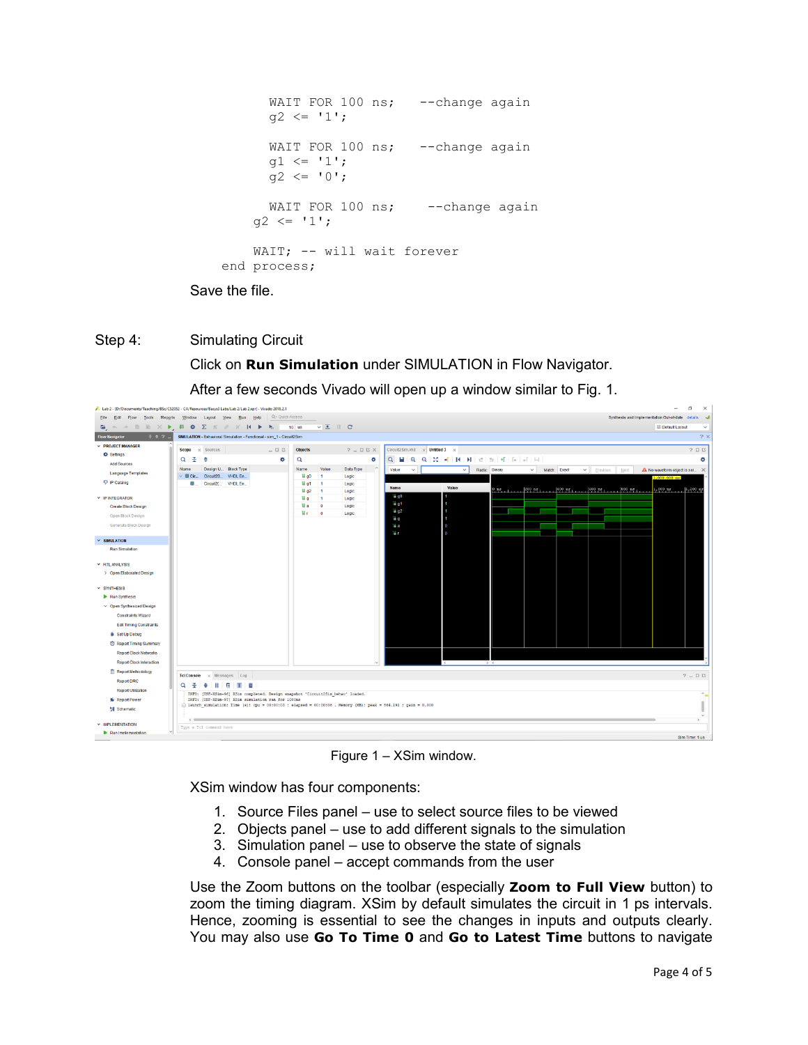```
        WAIT FOR 100 ns;    --change again
        g2 <= '1';

        WAIT FOR 100 ns;    --change again
        g1 <= '1';
        g2 <= '0';

        WAIT FOR 100 ns;     --change again
      g2 <= '1';

      WAIT; -- will wait forever
  end process;
```

Save the file.

Step 4: Simulating Circuit

Click on **Run Simulation** under SIMULATION in Flow Navigator.

After a few seconds Vivado will open up a window similar to Fig. 1.

Figure 1 – XSim window.

XSim window has four components:

1. Source Files panel – use to select source files to be viewed
2. Objects panel – use to add different signals to the simulation
3. Simulation panel – use to observe the state of signals
4. Console panel – accept commands from the user

Use the Zoom buttons on the toolbar (especially **Zoom to Full View** button) to zoom the timing diagram. XSim by default simulates the circuit in 1 ps intervals. Hence, zooming is essential to see the changes in inputs and outputs clearly. You may also use **Go To Time 0** and **Go to Latest Time** buttons to navigate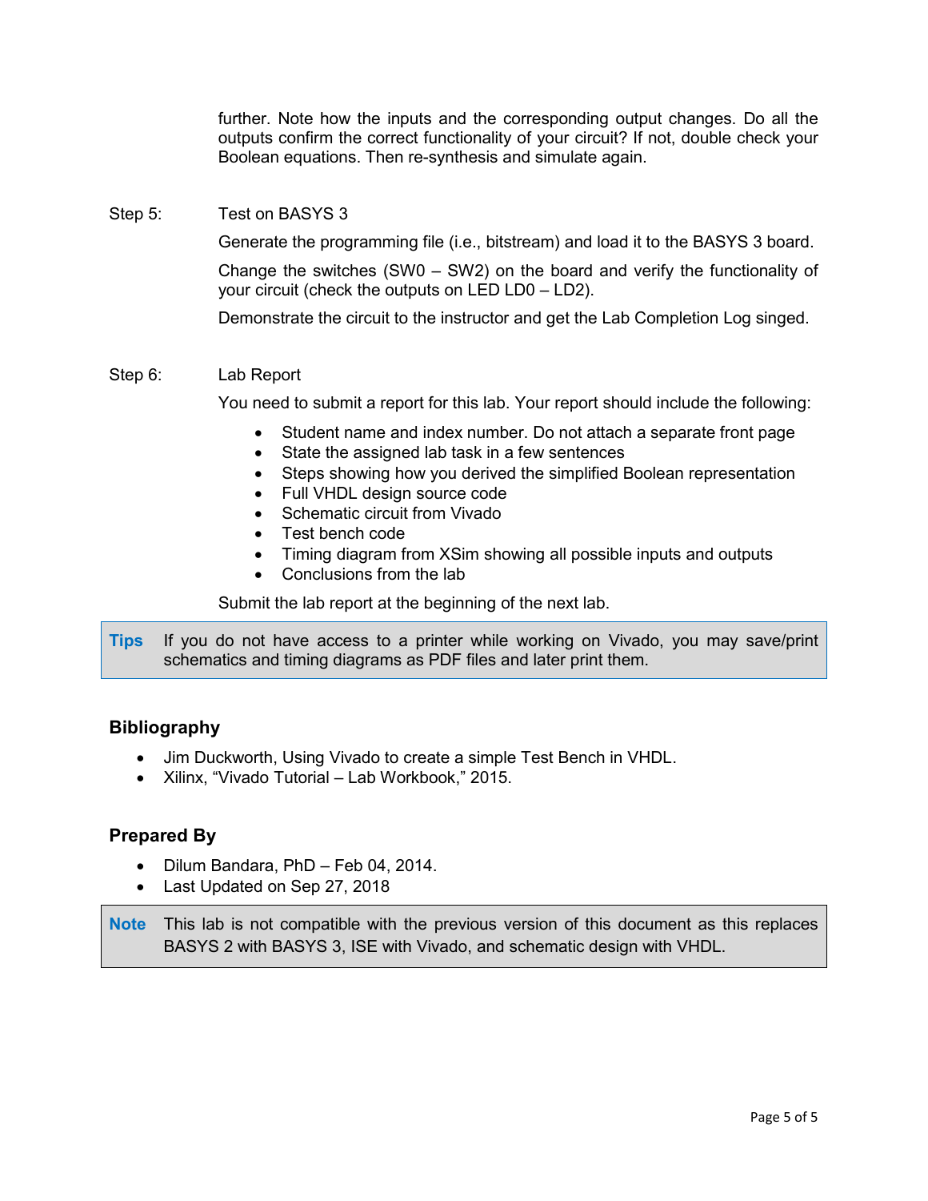further. Note how the inputs and the corresponding output changes. Do all the outputs confirm the correct functionality of your circuit? If not, double check your Boolean equations. Then re-synthesis and simulate again.

Step 5: Test on BASYS 3

Generate the programming file (i.e., bitstream) and load it to the BASYS 3 board.

Change the switches (SW0 – SW2) on the board and verify the functionality of your circuit (check the outputs on LED LD0 – LD2).

Demonstrate the circuit to the instructor and get the Lab Completion Log singed.

Step 6: Lab Report

You need to submit a report for this lab. Your report should include the following:

- Student name and index number. Do not attach a separate front page
- State the assigned lab task in a few sentences
- Steps showing how you derived the simplified Boolean representation
- Full VHDL design source code
- Schematic circuit from Vivado
- Test bench code
- Timing diagram from XSim showing all possible inputs and outputs
- Conclusions from the lab

Submit the lab report at the beginning of the next lab.

**Tips** If you do not have access to a printer while working on Vivado, you may save/print schematics and timing diagrams as PDF files and later print them.

## Bibliography

- Jim Duckworth, Using Vivado to create a simple Test Bench in VHDL.
- Xilinx, "Vivado Tutorial – Lab Workbook," 2015.

## Prepared By

- Dilum Bandara, PhD – Feb 04, 2014.
- Last Updated on Sep 27, 2018

**Note** This lab is not compatible with the previous version of this document as this replaces BASYS 2 with BASYS 3, ISE with Vivado, and schematic design with VHDL.